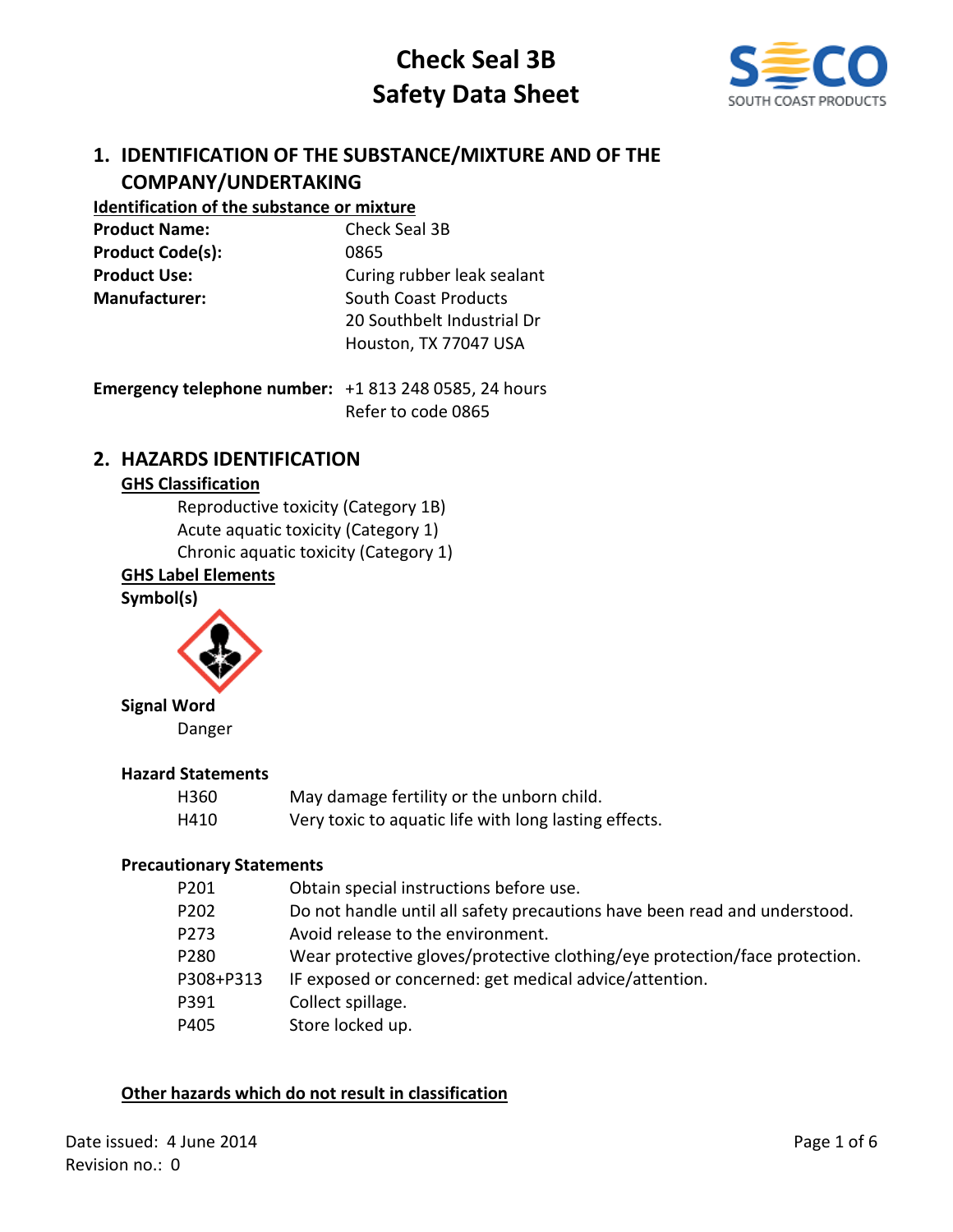# Check Seal 3B
# Safety Data Sheet

SECO
SOUTH COAST PRODUCTS

## 1. IDENTIFICATION OF THE SUBSTANCE/MIXTURE AND OF THE COMPANY/UNDERTAKING

**Identification of the substance or mixture**

| | |
|---|---|
| **Product Name:** | Check Seal 3B |
| **Product Code(s):** | 0865 |
| **Product Use:** | Curing rubber leak sealant |
| **Manufacturer:** | South Coast Products<br>20 Southbelt Industrial Dr<br>Houston, TX 77047 USA |

**Emergency telephone number:** +1 813 248 0585, 24 hours
Refer to code 0865

## 2. HAZARDS IDENTIFICATION

**GHS Classification**

Reproductive toxicity (Category 1B)
Acute aquatic toxicity (Category 1)
Chronic aquatic toxicity (Category 1)

**GHS Label Elements**

**Symbol(s)**

**Signal Word**

Danger

**Hazard Statements**

| | |
|---|---|
| H360 | May damage fertility or the unborn child. |
| H410 | Very toxic to aquatic life with long lasting effects. |

**Precautionary Statements**

| | |
|---|---|
| P201 | Obtain special instructions before use. |
| P202 | Do not handle until all safety precautions have been read and understood. |
| P273 | Avoid release to the environment. |
| P280 | Wear protective gloves/protective clothing/eye protection/face protection. |
| P308+P313 | IF exposed or concerned: get medical advice/attention. |
| P391 | Collect spillage. |
| P405 | Store locked up. |

**Other hazards which do not result in classification**

Date issued: 4 June 2014
Revision no.: 0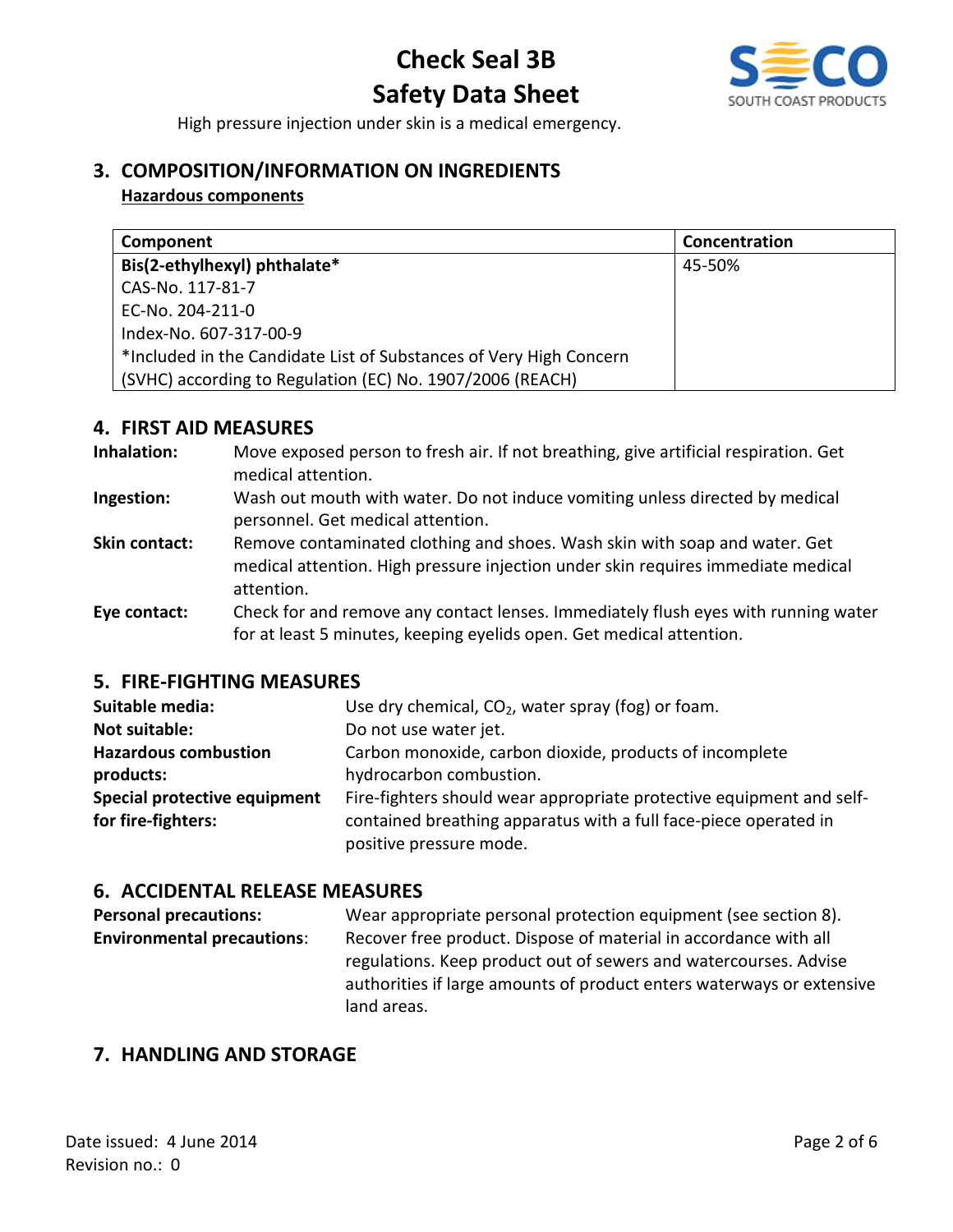High pressure injection under skin is a medical emergency.

## 3. COMPOSITION/INFORMATION ON INGREDIENTS

**Hazardous components**

| Component | Concentration |
|---|---|
| **Bis(2-ethylhexyl) phthalate***<br>CAS-No. 117-81-7<br>EC-No. 204-211-0<br>Index-No. 607-317-00-9<br>*Included in the Candidate List of Substances of Very High Concern (SVHC) according to Regulation (EC) No. 1907/2006 (REACH) | 45-50% |

## 4. FIRST AID MEASURES

**Inhalation:** Move exposed person to fresh air. If not breathing, give artificial respiration. Get medical attention.

**Ingestion:** Wash out mouth with water. Do not induce vomiting unless directed by medical personnel. Get medical attention.

**Skin contact:** Remove contaminated clothing and shoes. Wash skin with soap and water. Get medical attention. High pressure injection under skin requires immediate medical attention.

**Eye contact:** Check for and remove any contact lenses. Immediately flush eyes with running water for at least 5 minutes, keeping eyelids open. Get medical attention.

## 5. FIRE-FIGHTING MEASURES

**Suitable media:** Use dry chemical, $CO_2$, water spray (fog) or foam.

**Not suitable:** Do not use water jet.

**Hazardous combustion products:** Carbon monoxide, carbon dioxide, products of incomplete hydrocarbon combustion.

**Special protective equipment for fire-fighters:** Fire-fighters should wear appropriate protective equipment and self-contained breathing apparatus with a full face-piece operated in positive pressure mode.

## 6. ACCIDENTAL RELEASE MEASURES

**Personal precautions:** Wear appropriate personal protection equipment (see section 8).

**Environmental precautions:** Recover free product. Dispose of material in accordance with all regulations. Keep product out of sewers and watercourses. Advise authorities if large amounts of product enters waterways or extensive land areas.

## 7. HANDLING AND STORAGE

Date issued: 4 June 2014
Revision no.: 0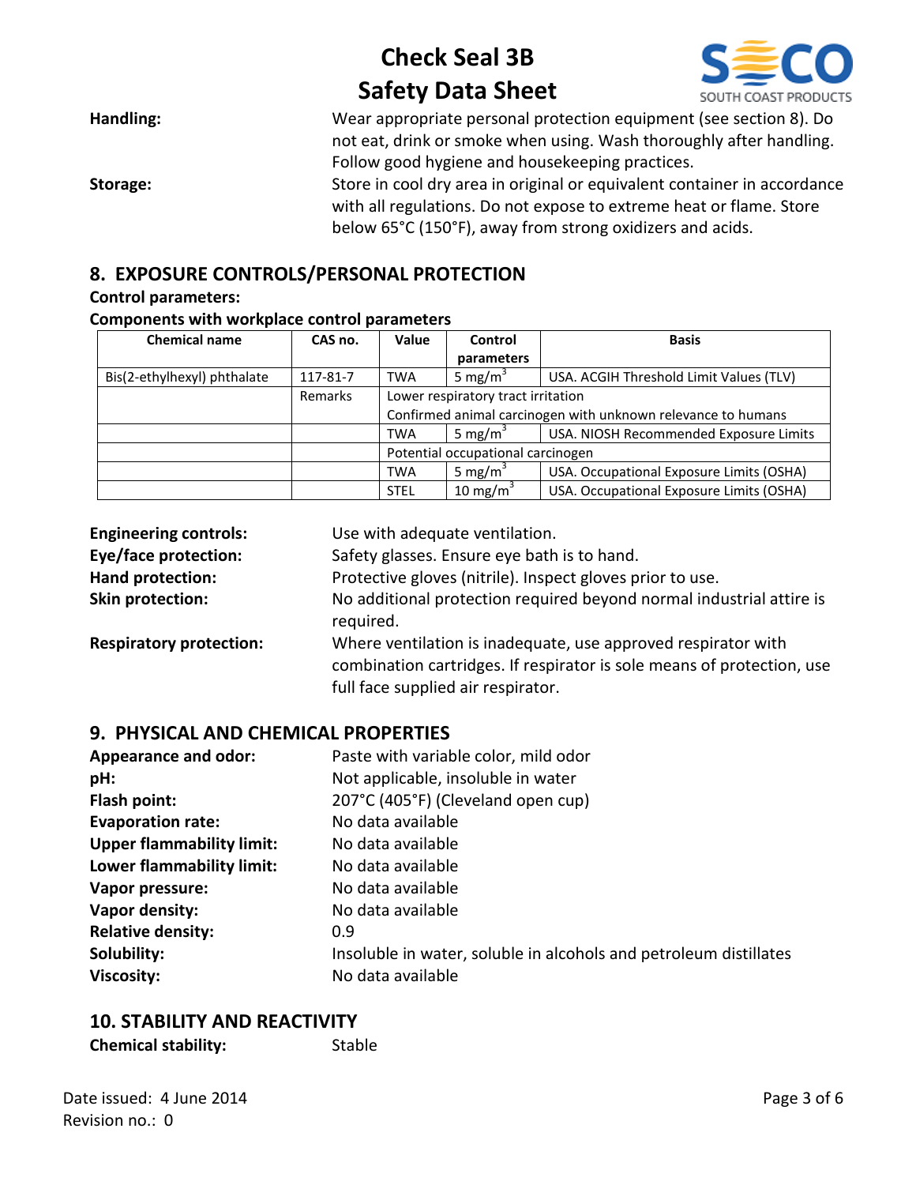**Handling:** Wear appropriate personal protection equipment (see section 8). Do not eat, drink or smoke when using. Wash thoroughly after handling. Follow good hygiene and housekeeping practices.

**Storage:** Store in cool dry area in original or equivalent container in accordance with all regulations. Do not expose to extreme heat or flame. Store below 65°C (150°F), away from strong oxidizers and acids.

## 8. EXPOSURE CONTROLS/PERSONAL PROTECTION

**Control parameters:**

**Components with workplace control parameters**

| Chemical name | CAS no. | Value | Control parameters | Basis |
|---|---|---|---|---|
| Bis(2-ethylhexyl) phthalate | 117-81-7 | TWA | 5 $mg/m^3$ | USA. ACGIH Threshold Limit Values (TLV) |
| | Remarks | Lower respiratory tract irritation<br>Confirmed animal carcinogen with unknown relevance to humans | | |
| | | TWA | 5 $mg/m^3$ | USA. NIOSH Recommended Exposure Limits |
| | | Potential occupational carcinogen | | |
| | | TWA | 5 $mg/m^3$ | USA. Occupational Exposure Limits (OSHA) |
| | | STEL | 10 $mg/m^3$ | USA. Occupational Exposure Limits (OSHA) |

**Engineering controls:** Use with adequate ventilation.

**Eye/face protection:** Safety glasses. Ensure eye bath is to hand.

**Hand protection:** Protective gloves (nitrile). Inspect gloves prior to use.

**Skin protection:** No additional protection required beyond normal industrial attire is required.

**Respiratory protection:** Where ventilation is inadequate, use approved respirator with combination cartridges. If respirator is sole means of protection, use full face supplied air respirator.

## 9. PHYSICAL AND CHEMICAL PROPERTIES

**Appearance and odor:** Paste with variable color, mild odor

**pH:** Not applicable, insoluble in water

**Flash point:** 207°C (405°F) (Cleveland open cup)

**Evaporation rate:** No data available

**Upper flammability limit:** No data available

**Lower flammability limit:** No data available

**Vapor pressure:** No data available

**Vapor density:** No data available

**Relative density:** 0.9

**Solubility:** Insoluble in water, soluble in alcohols and petroleum distillates

**Viscosity:** No data available

## 10. STABILITY AND REACTIVITY

**Chemical stability:** Stable

Date issued: 4 June 2014
Revision no.: 0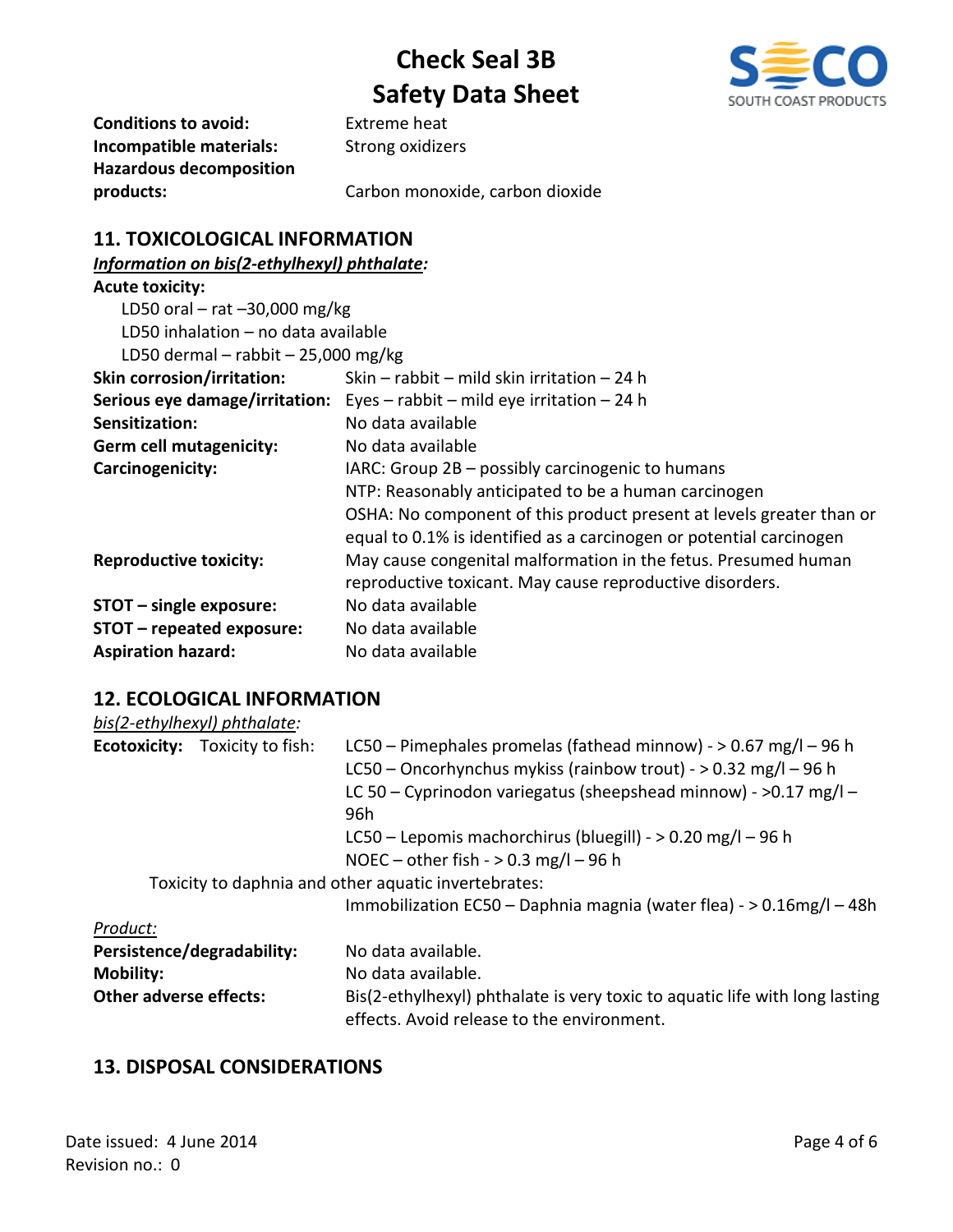**Conditions to avoid:** Extreme heat
**Incompatible materials:** Strong oxidizers
**Hazardous decomposition products:** Carbon monoxide, carbon dioxide

## 11. TOXICOLOGICAL INFORMATION

***Information on bis(2-ethylhexyl) phthalate:***

**Acute toxicity:**

LD50 oral – rat –30,000 mg/kg
LD50 inhalation – no data available
LD50 dermal – rabbit – 25,000 mg/kg

**Skin corrosion/irritation:** Skin – rabbit – mild skin irritation – 24 h

**Serious eye damage/irritation:** Eyes – rabbit – mild eye irritation – 24 h

**Sensitization:** No data available

**Germ cell mutagenicity:** No data available

**Carcinogenicity:** IARC: Group 2B – possibly carcinogenic to humans
NTP: Reasonably anticipated to be a human carcinogen
OSHA: No component of this product present at levels greater than or equal to 0.1% is identified as a carcinogen or potential carcinogen

**Reproductive toxicity:** May cause congenital malformation in the fetus. Presumed human reproductive toxicant. May cause reproductive disorders.

**STOT – single exposure:** No data available

**STOT – repeated exposure:** No data available

**Aspiration hazard:** No data available

## 12. ECOLOGICAL INFORMATION

*bis(2-ethylhexyl) phthalate:*

**Ecotoxicity:** Toxicity to fish:
LC50 – Pimephales promelas (fathead minnow) - > 0.67 mg/l – 96 h
LC50 – Oncorhynchus mykiss (rainbow trout) - > 0.32 mg/l – 96 h
LC 50 – Cyprinodon variegatus (sheepshead minnow) - >0.17 mg/l – 96h
LC50 – Lepomis machorchirus (bluegill) - > 0.20 mg/l – 96 h
NOEC – other fish - > 0.3 mg/l – 96 h

Toxicity to daphnia and other aquatic invertebrates:
Immobilization EC50 – Daphnia magnia (water flea) - > 0.16mg/l – 48h

*Product:*

**Persistence/degradability:** No data available.

**Mobility:** No data available.

**Other adverse effects:** Bis(2-ethylhexyl) phthalate is very toxic to aquatic life with long lasting effects. Avoid release to the environment.

## 13. DISPOSAL CONSIDERATIONS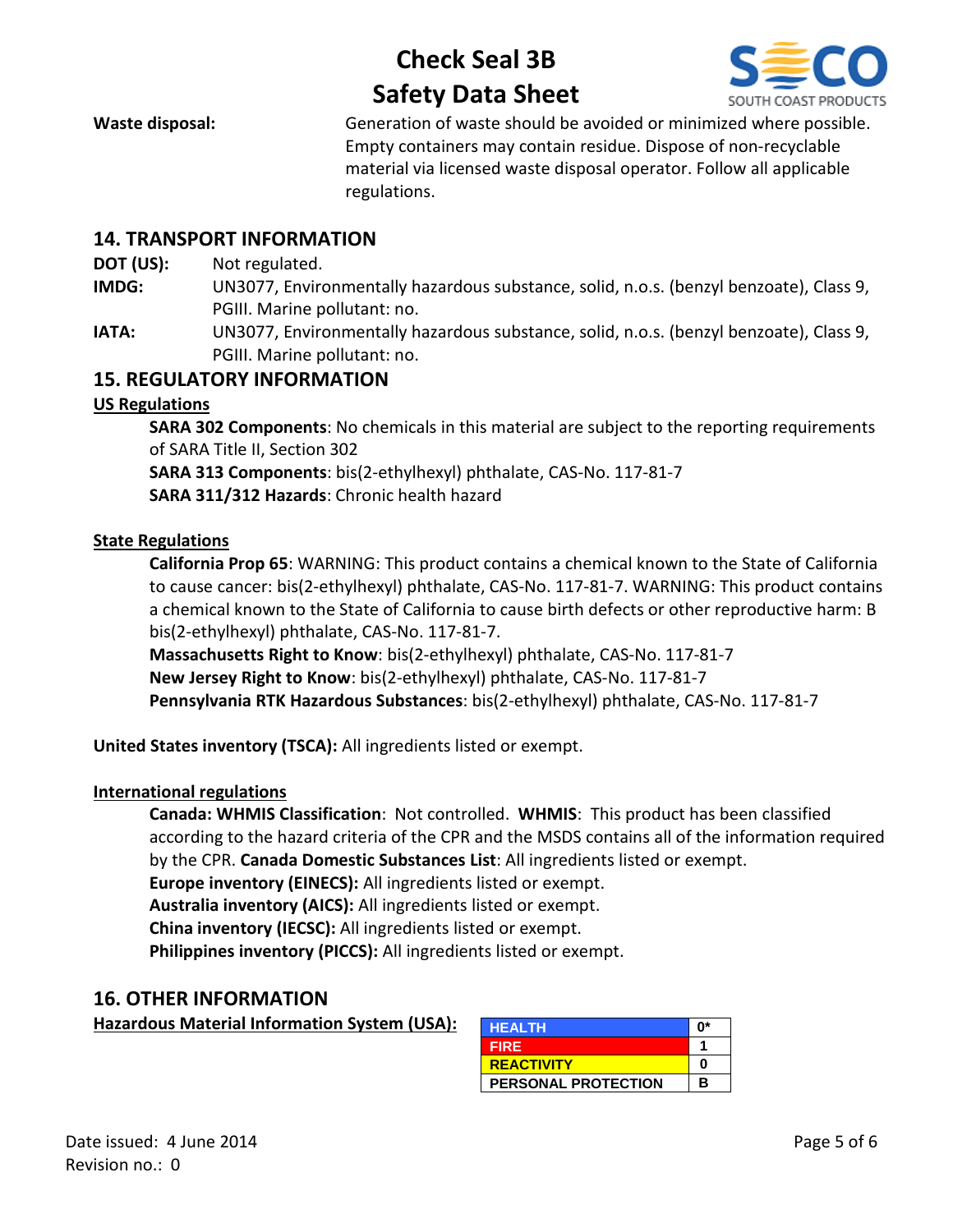**Waste disposal:** Generation of waste should be avoided or minimized where possible. Empty containers may contain residue. Dispose of non-recyclable material via licensed waste disposal operator. Follow all applicable regulations.

## 14. TRANSPORT INFORMATION

**DOT (US):** Not regulated.

**IMDG:** UN3077, Environmentally hazardous substance, solid, n.o.s. (benzyl benzoate), Class 9, PGIII. Marine pollutant: no.

**IATA:** UN3077, Environmentally hazardous substance, solid, n.o.s. (benzyl benzoate), Class 9, PGIII. Marine pollutant: no.

## 15. REGULATORY INFORMATION

**US Regulations**

**SARA 302 Components**: No chemicals in this material are subject to the reporting requirements of SARA Title II, Section 302

**SARA 313 Components**: bis(2-ethylhexyl) phthalate, CAS-No. 117-81-7

**SARA 311/312 Hazards**: Chronic health hazard

**State Regulations**

**California Prop 65**: WARNING: This product contains a chemical known to the State of California to cause cancer: bis(2-ethylhexyl) phthalate, CAS-No. 117-81-7. WARNING: This product contains a chemical known to the State of California to cause birth defects or other reproductive harm: B bis(2-ethylhexyl) phthalate, CAS-No. 117-81-7.

**Massachusetts Right to Know**: bis(2-ethylhexyl) phthalate, CAS-No. 117-81-7

**New Jersey Right to Know**: bis(2-ethylhexyl) phthalate, CAS-No. 117-81-7

**Pennsylvania RTK Hazardous Substances**: bis(2-ethylhexyl) phthalate, CAS-No. 117-81-7

**United States inventory (TSCA):** All ingredients listed or exempt.

**International regulations**

**Canada: WHMIS Classification**: Not controlled. **WHMIS**: This product has been classified according to the hazard criteria of the CPR and the MSDS contains all of the information required by the CPR. **Canada Domestic Substances List**: All ingredients listed or exempt.

**Europe inventory (EINECS):** All ingredients listed or exempt.

**Australia inventory (AICS):** All ingredients listed or exempt.

**China inventory (IECSC):** All ingredients listed or exempt.

**Philippines inventory (PICCS):** All ingredients listed or exempt.

## 16. OTHER INFORMATION

**Hazardous Material Information System (USA):**

| | |
|---|---|
| HEALTH | 0* |
| FIRE | 1 |
| REACTIVITY | 0 |
| PERSONAL PROTECTION | B |

Date issued: 4 June 2014
Revision no.: 0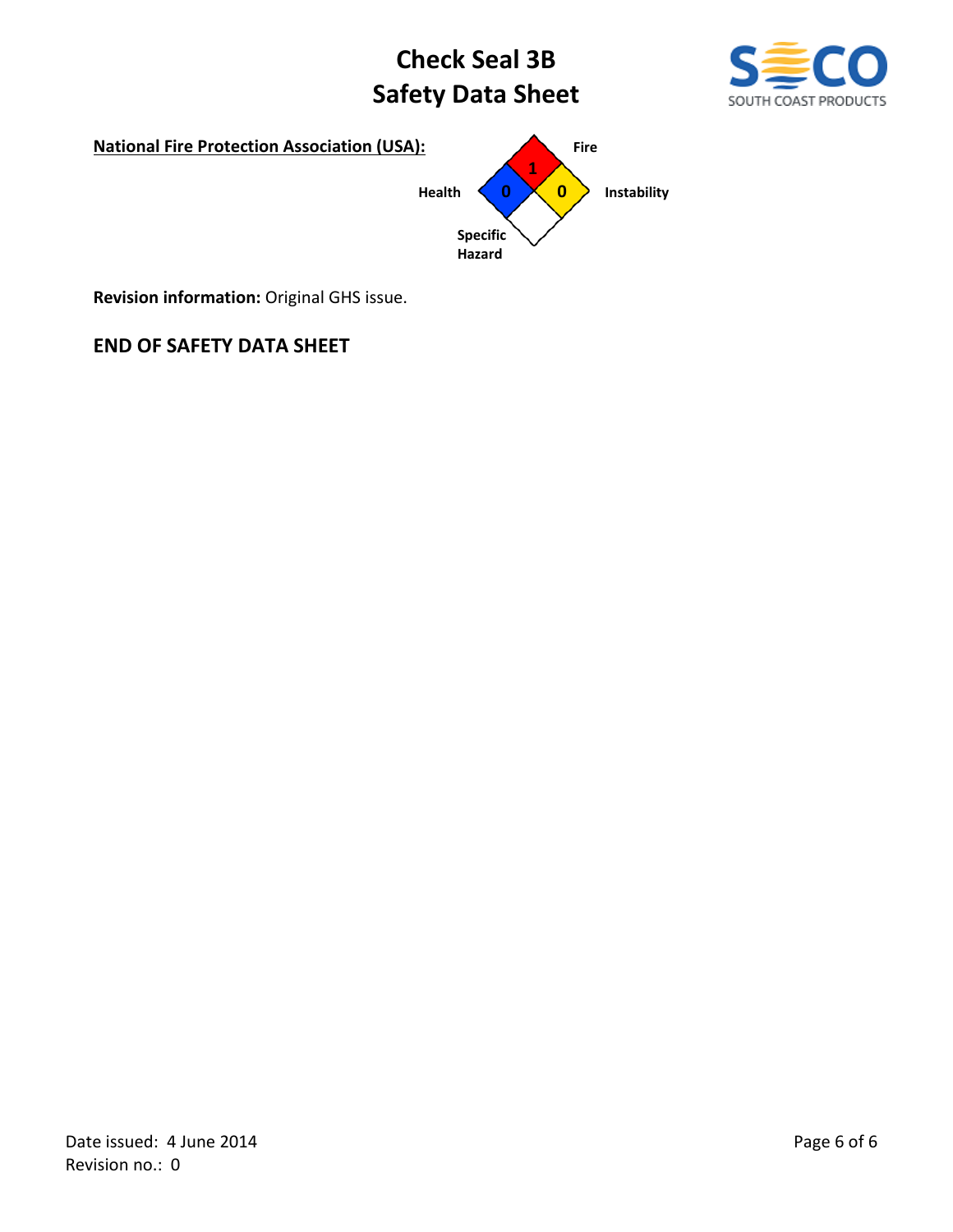**National Fire Protection Association (USA):**

Fire
1
Health
0
0
Instability
Specific Hazard

**Revision information:** Original GHS issue.

## END OF SAFETY DATA SHEET